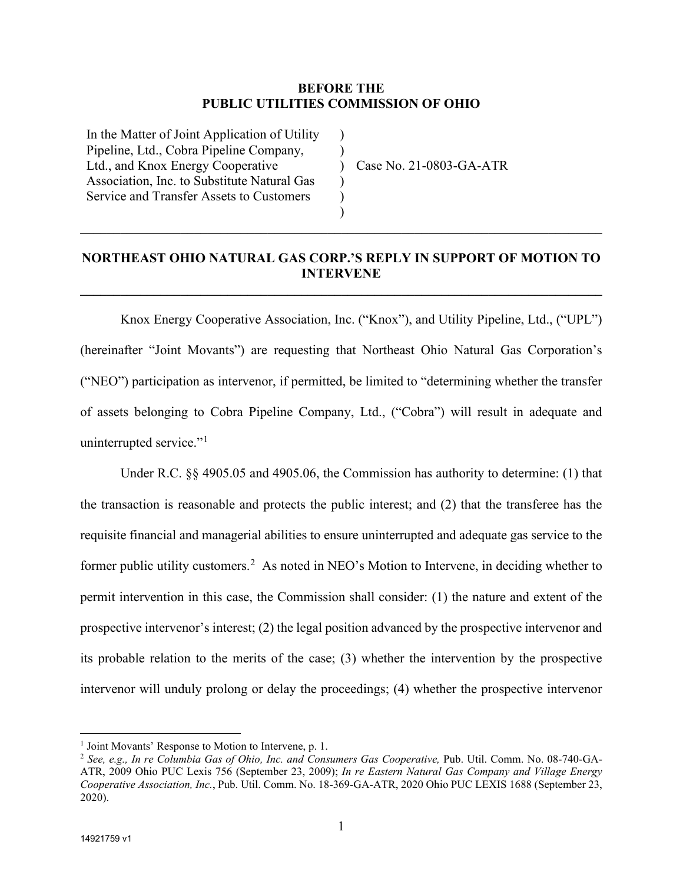**BEFORE THE**
**PUBLIC UTILITIES COMMISSION OF OHIO**

| | | |
|---|---|---|
| In the Matter of Joint Application of Utility Pipeline, Ltd., Cobra Pipeline Company, Ltd., and Knox Energy Cooperative Association, Inc. to Substitute Natural Gas Service and Transfer Assets to Customers | ) ) ) ) ) ) | Case No. 21-0803-GA-ATR |

---

## NORTHEAST OHIO NATURAL GAS CORP.'S REPLY IN SUPPORT OF MOTION TO INTERVENE

---

Knox Energy Cooperative Association, Inc. ("Knox"), and Utility Pipeline, Ltd., ("UPL") (hereinafter "Joint Movants") are requesting that Northeast Ohio Natural Gas Corporation's ("NEO") participation as intervenor, if permitted, be limited to "determining whether the transfer of assets belonging to Cobra Pipeline Company, Ltd., ("Cobra") will result in adequate and uninterrupted service."[1]

Under R.C. §§ 4905.05 and 4905.06, the Commission has authority to determine: (1) that the transaction is reasonable and protects the public interest; and (2) that the transferee has the requisite financial and managerial abilities to ensure uninterrupted and adequate gas service to the former public utility customers.[2] As noted in NEO's Motion to Intervene, in deciding whether to permit intervention in this case, the Commission shall consider: (1) the nature and extent of the prospective intervenor's interest; (2) the legal position advanced by the prospective intervenor and its probable relation to the merits of the case; (3) whether the intervention by the prospective intervenor will unduly prolong or delay the proceedings; (4) whether the prospective intervenor

---

[1] Joint Movants' Response to Motion to Intervene, p. 1.

[2] *See, e.g., In re Columbia Gas of Ohio, Inc. and Consumers Gas Cooperative,* Pub. Util. Comm. No. 08-740-GA-ATR, 2009 Ohio PUC Lexis 756 (September 23, 2009); *In re Eastern Natural Gas Company and Village Energy Cooperative Association, Inc.*, Pub. Util. Comm. No. 18-369-GA-ATR, 2020 Ohio PUC LEXIS 1688 (September 23, 2020).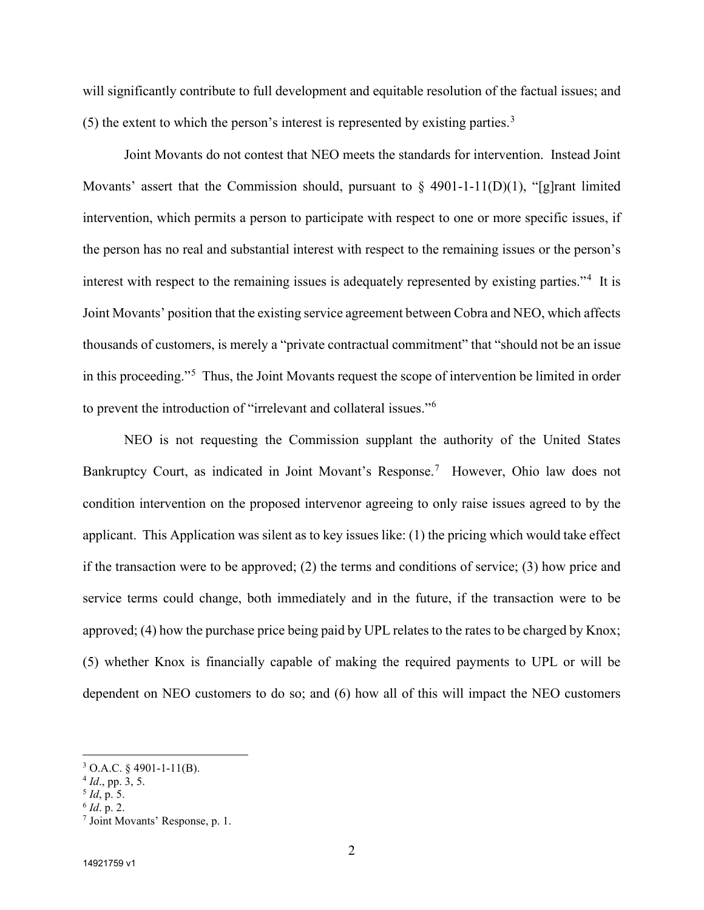will significantly contribute to full development and equitable resolution of the factual issues; and (5) the extent to which the person's interest is represented by existing parties.[3]

Joint Movants do not contest that NEO meets the standards for intervention. Instead Joint Movants' assert that the Commission should, pursuant to § 4901-1-11(D)(1), "[g]rant limited intervention, which permits a person to participate with respect to one or more specific issues, if the person has no real and substantial interest with respect to the remaining issues or the person's interest with respect to the remaining issues is adequately represented by existing parties."[4] It is Joint Movants' position that the existing service agreement between Cobra and NEO, which affects thousands of customers, is merely a "private contractual commitment" that "should not be an issue in this proceeding."[5] Thus, the Joint Movants request the scope of intervention be limited in order to prevent the introduction of "irrelevant and collateral issues."[6]

NEO is not requesting the Commission supplant the authority of the United States Bankruptcy Court, as indicated in Joint Movant's Response.[7] However, Ohio law does not condition intervention on the proposed intervenor agreeing to only raise issues agreed to by the applicant. This Application was silent as to key issues like: (1) the pricing which would take effect if the transaction were to be approved; (2) the terms and conditions of service; (3) how price and service terms could change, both immediately and in the future, if the transaction were to be approved; (4) how the purchase price being paid by UPL relates to the rates to be charged by Knox; (5) whether Knox is financially capable of making the required payments to UPL or will be dependent on NEO customers to do so; and (6) how all of this will impact the NEO customers

---

[3] O.A.C. § 4901-1-11(B).

[4] *Id*., pp. 3, 5.

[5] *Id*, p. 5.

[6] *Id*. p. 2.

[7] Joint Movants' Response, p. 1.

14921759 v1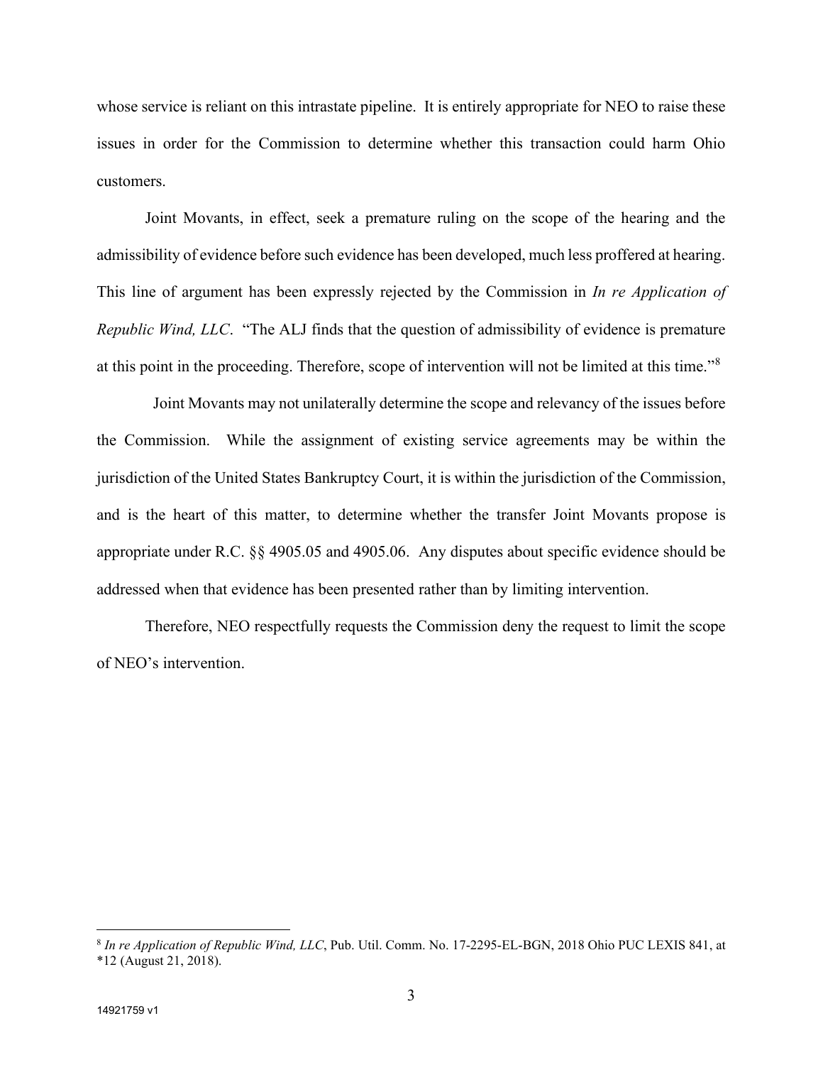whose service is reliant on this intrastate pipeline. It is entirely appropriate for NEO to raise these issues in order for the Commission to determine whether this transaction could harm Ohio customers.

Joint Movants, in effect, seek a premature ruling on the scope of the hearing and the admissibility of evidence before such evidence has been developed, much less proffered at hearing. This line of argument has been expressly rejected by the Commission in *In re Application of Republic Wind, LLC*. "The ALJ finds that the question of admissibility of evidence is premature at this point in the proceeding. Therefore, scope of intervention will not be limited at this time."[8]

Joint Movants may not unilaterally determine the scope and relevancy of the issues before the Commission. While the assignment of existing service agreements may be within the jurisdiction of the United States Bankruptcy Court, it is within the jurisdiction of the Commission, and is the heart of this matter, to determine whether the transfer Joint Movants propose is appropriate under R.C. §§ 4905.05 and 4905.06. Any disputes about specific evidence should be addressed when that evidence has been presented rather than by limiting intervention.

Therefore, NEO respectfully requests the Commission deny the request to limit the scope of NEO's intervention.

---

[8] *In re Application of Republic Wind, LLC*, Pub. Util. Comm. No. 17-2295-EL-BGN, 2018 Ohio PUC LEXIS 841, at *12 (August 21, 2018).

14921759 v1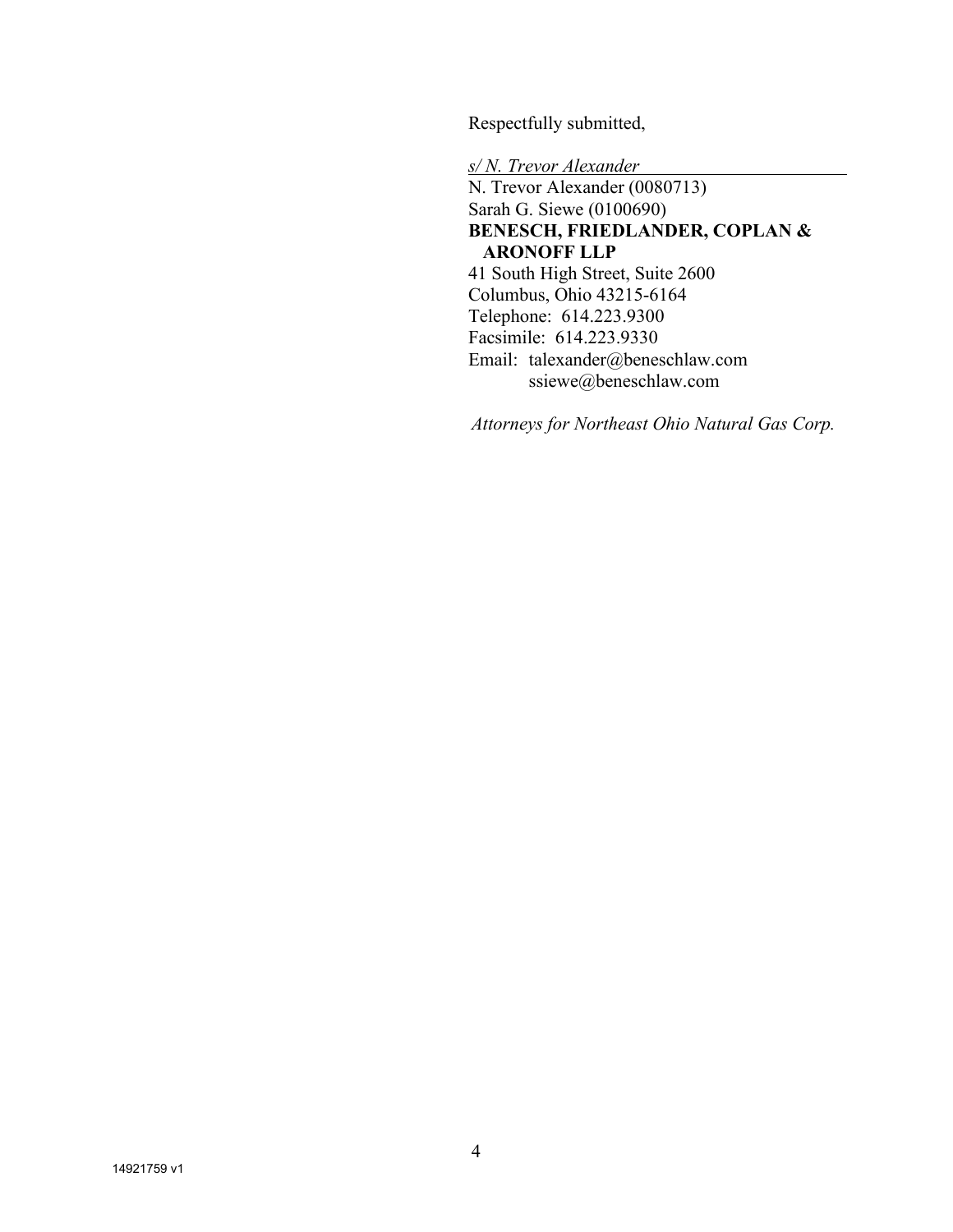Respectfully submitted,

*s/ N. Trevor Alexander*
N. Trevor Alexander (0080713)
Sarah G. Siewe (0100690)
**BENESCH, FRIEDLANDER, COPLAN & ARONOFF LLP**
41 South High Street, Suite 2600
Columbus, Ohio 43215-6164
Telephone: 614.223.9300
Facsimile: 614.223.9330
Email: talexander@beneschlaw.com
ssiewe@beneschlaw.com

*Attorneys for Northeast Ohio Natural Gas Corp.*

14921759 v1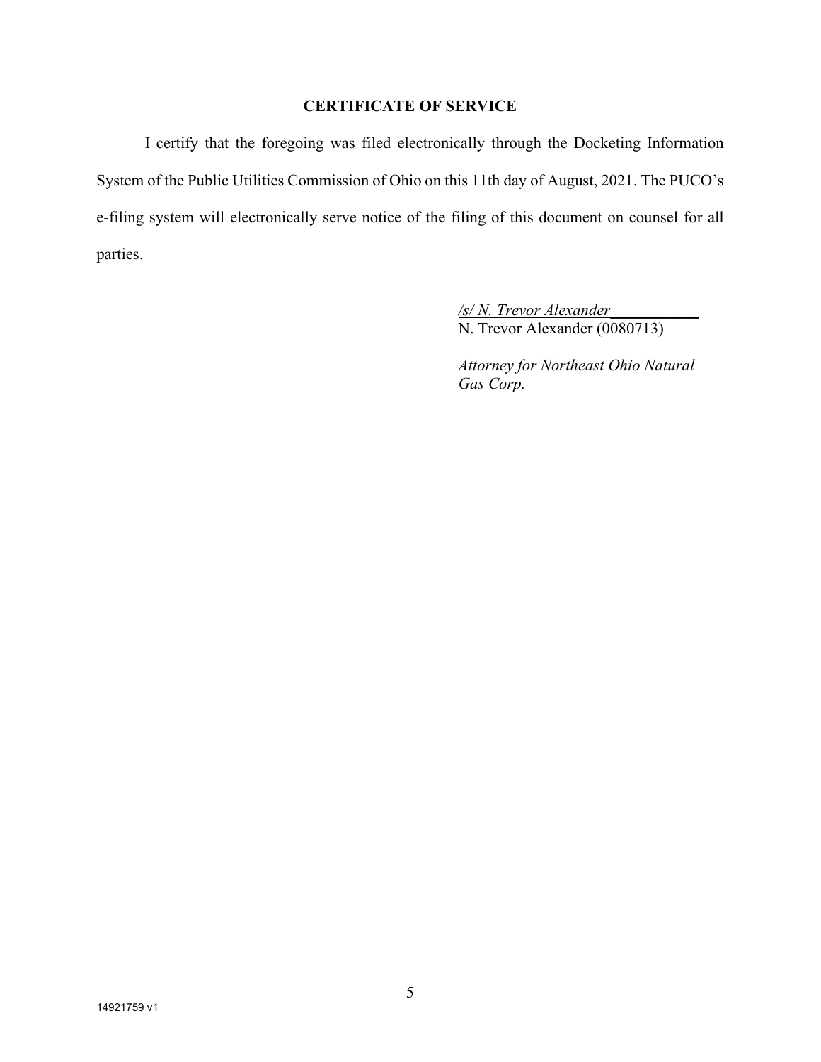**CERTIFICATE OF SERVICE**

I certify that the foregoing was filed electronically through the Docketing Information System of the Public Utilities Commission of Ohio on this 11th day of August, 2021. The PUCO's e-filing system will electronically serve notice of the filing of this document on counsel for all parties.

*/s/ N. Trevor Alexander*  
N. Trevor Alexander (0080713)

*Attorney for Northeast Ohio Natural Gas Corp.*

14921759 v1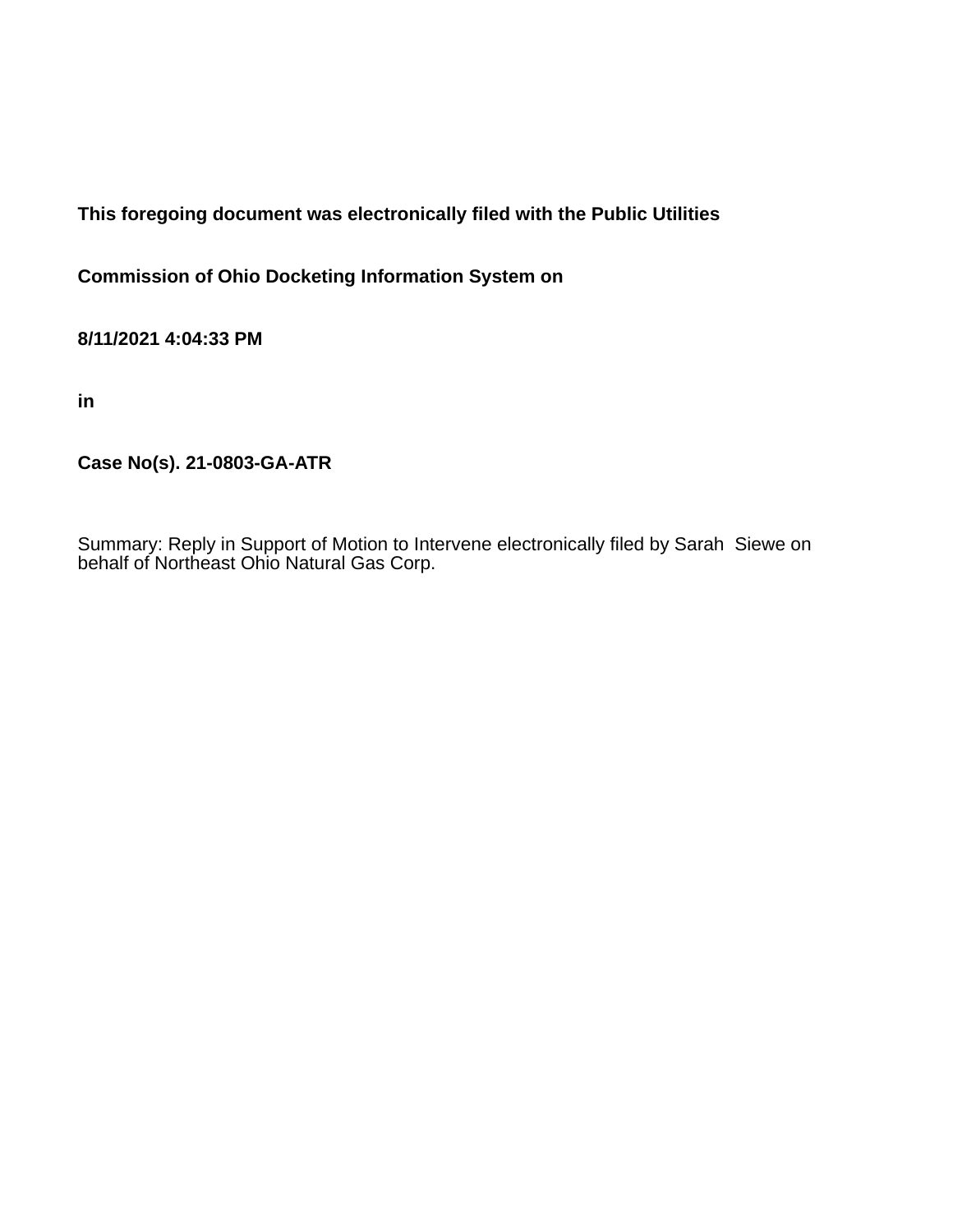**This foregoing document was electronically filed with the Public Utilities**

**Commission of Ohio Docketing Information System on**

**8/11/2021 4:04:33 PM**

**in**

**Case No(s). 21-0803-GA-ATR**

Summary: Reply in Support of Motion to Intervene electronically filed by Sarah Siewe on behalf of Northeast Ohio Natural Gas Corp.